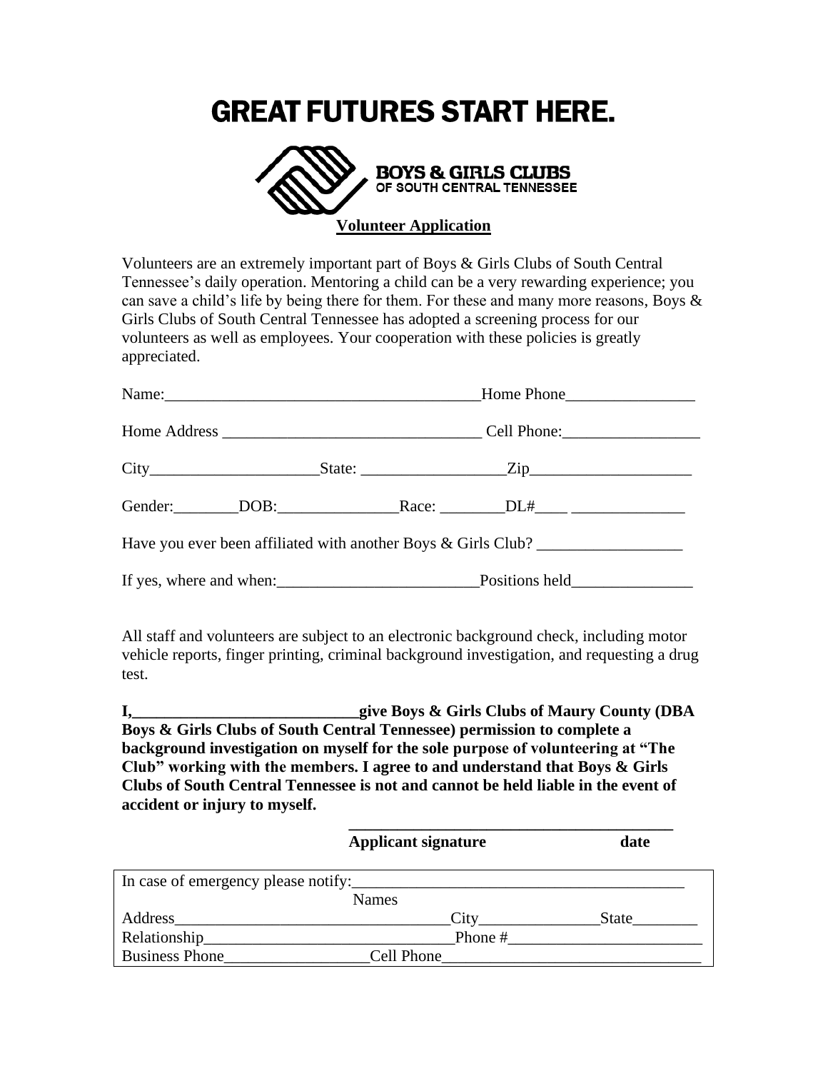# GREAT FUTURES START HERE.

BOYS & GIRLS CLUBS
OF SOUTH CENTRAL TENNESSEE

**Volunteer Application**

Volunteers are an extremely important part of Boys & Girls Clubs of South Central Tennessee's daily operation. Mentoring a child can be a very rewarding experience; you can save a child's life by being there for them. For these and many more reasons, Boys & Girls Clubs of South Central Tennessee has adopted a screening process for our volunteers as well as employees. Your cooperation with these policies is greatly appreciated.

Name:_______________________________________Home Phone________________

Home Address ________________________________ Cell Phone:_________________

City_____________________State: __________________Zip____________________

Gender:________DOB:_______________Race: ________DL#____ ______________

Have you ever been affiliated with another Boys & Girls Club? __________________

If yes, where and when:_________________________Positions held_______________

All staff and volunteers are subject to an electronic background check, including motor vehicle reports, finger printing, criminal background investigation, and requesting a drug test.

**I,____________________________give Boys & Girls Clubs of Maury County (DBA Boys & Girls Clubs of South Central Tennessee) permission to complete a background investigation on myself for the sole purpose of volunteering at "The Club" working with the members. I agree to and understand that Boys & Girls Clubs of South Central Tennessee is not and cannot be held liable in the event of accident or injury to myself.**

**_________________________________________**
**Applicant signature date**

In case of emergency please notify:________________________________________
Names
Address_________________________________City_______________State________
Relationship______________________________Phone #________________________
Business Phone__________________Cell Phone________________________________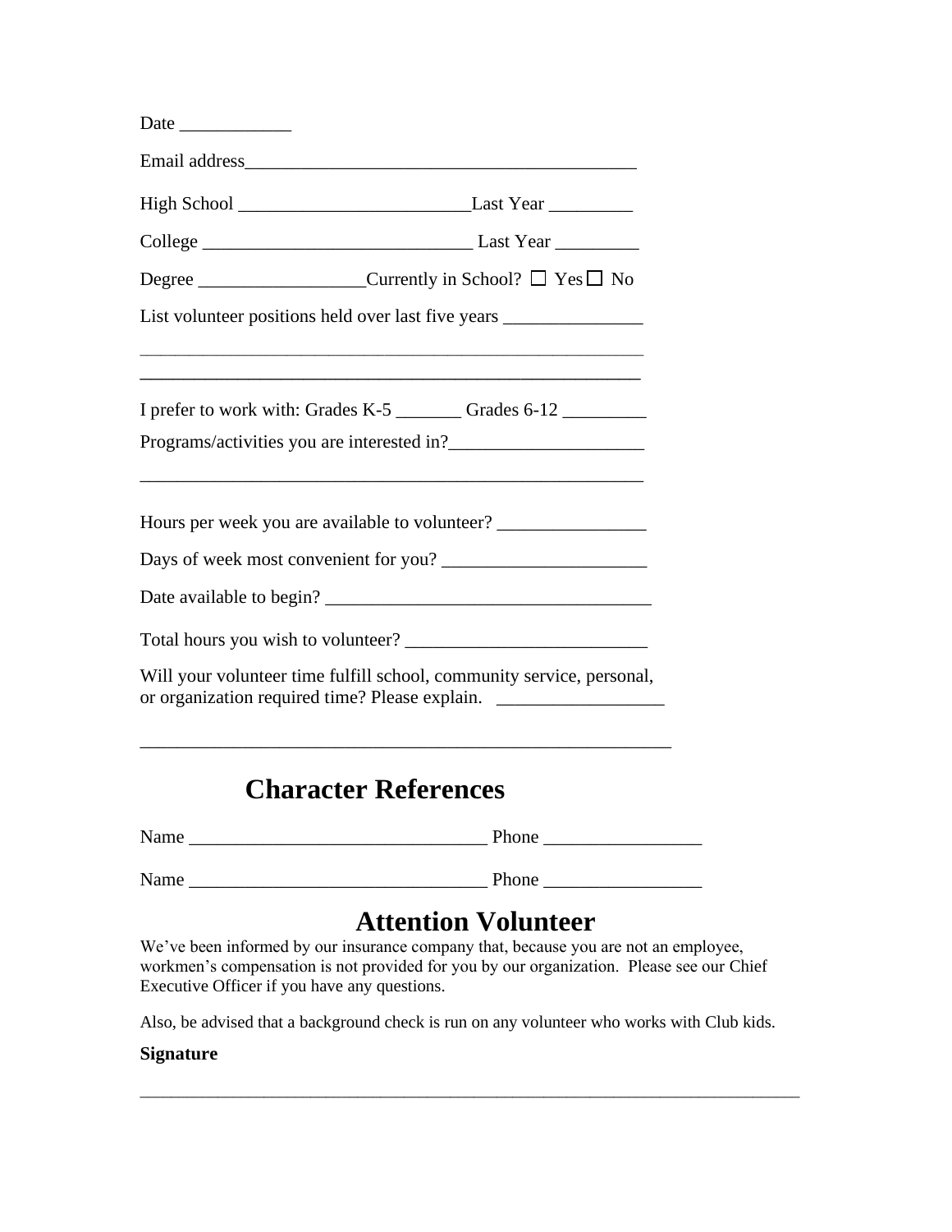Date ____________

Email address_________________________________________

High School ________________________Last Year _________

College ____________________________ Last Year _________

Degree _________________Currently in School? ☐ Yes ☐ No

List volunteer positions held over last five years _______________

_______________________________________________________

_______________________________________________________

I prefer to work with: Grades K-5 _______ Grades 6-12 _________

Programs/activities you are interested in?_____________________

_______________________________________________________

Hours per week you are available to volunteer? ________________

Days of week most convenient for you? ______________________

Date available to begin? __________________________________

Total hours you wish to volunteer? _________________________

Will your volunteer time fulfill school, community service, personal, or organization required time? Please explain. _________________

_________________________________________________________

## Character References

Name _______________________________ Phone ________________

Name _______________________________ Phone ________________

## Attention Volunteer

We've been informed by our insurance company that, because you are not an employee, workmen's compensation is not provided for you by our organization. Please see our Chief Executive Officer if you have any questions.

Also, be advised that a background check is run on any volunteer who works with Club kids.

**Signature**

_____________________________________________________________________________